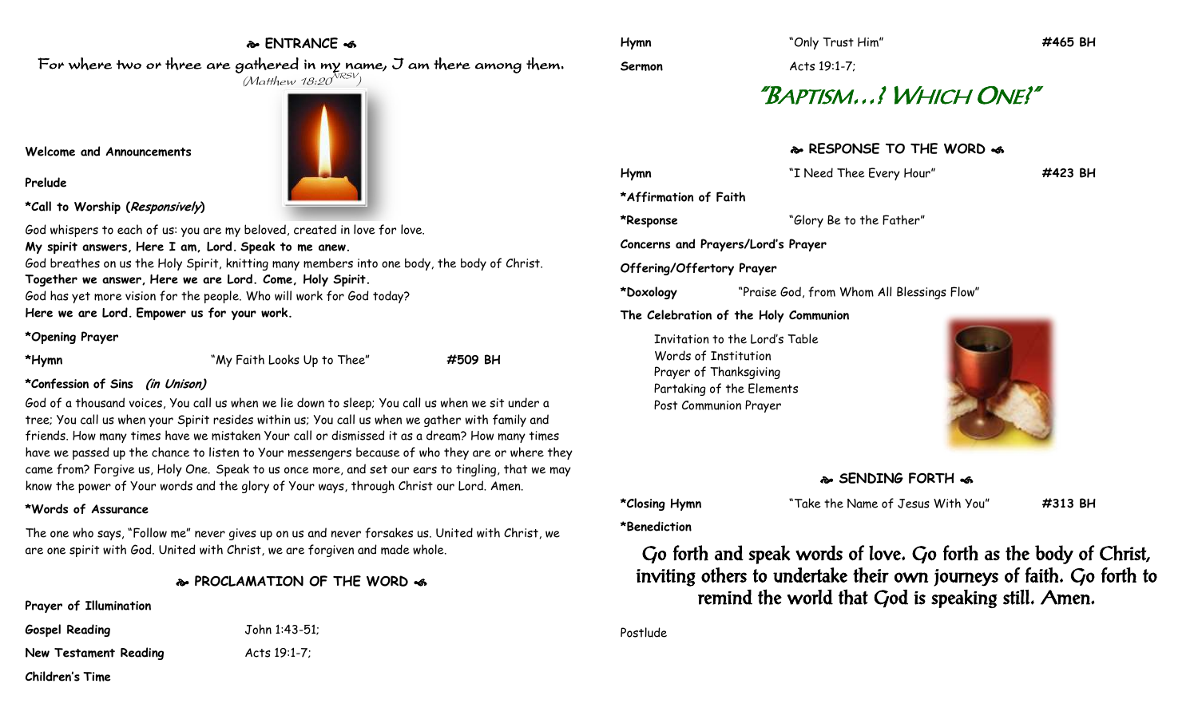## ❧ ENTRANCE ☙

For where two or three are gathered in my name, I am there among them.
(Matthew 18:20 NRSV)

**Welcome and Announcements**

**Prelude**

**\*Call to Worship (*Responsively*)**

God whispers to each of us: you are my beloved, created in love for love.
**My spirit answers, Here I am, Lord. Speak to me anew.**
God breathes on us the Holy Spirit, knitting many members into one body, the body of Christ.
**Together we answer, Here we are Lord. Come, Holy Spirit.**
God has yet more vision for the people. Who will work for God today?
**Here we are Lord. Empower us for your work.**

**\*Opening Prayer**

**\*Hymn** "My Faith Looks Up to Thee" **#509 BH**

**\*Confession of Sins (*in Unison*)**

God of a thousand voices, You call us when we lie down to sleep; You call us when we sit under a tree; You call us when your Spirit resides within us; You call us when we gather with family and friends. How many times have we mistaken Your call or dismissed it as a dream? How many times have we passed up the chance to listen to Your messengers because of who they are or where they came from? Forgive us, Holy One. Speak to us once more, and set our ears to tingling, that we may know the power of Your words and the glory of Your ways, through Christ our Lord. Amen.

**\*Words of Assurance**

The one who says, "Follow me" never gives up on us and never forsakes us. United with Christ, we are one spirit with God. United with Christ, we are forgiven and made whole.

## ❧ PROCLAMATION OF THE WORD ☙

**Prayer of Illumination**

**Gospel Reading** John 1:43-51;

**New Testament Reading** Acts 19:1-7;

**Children's Time**

**Hymn** "Only Trust Him" **#465 BH**

**Sermon** Acts 19:1-7;

# "BAPTISM…? WHICH ONE?"

## ❧ RESPONSE TO THE WORD ☙

**Hymn** "I Need Thee Every Hour" **#423 BH**

**\*Affirmation of Faith**

**\*Response** "Glory Be to the Father"

**Concerns and Prayers/Lord's Prayer**

**Offering/Offertory Prayer**

**\*Doxology** "Praise God, from Whom All Blessings Flow"

**The Celebration of the Holy Communion**

Invitation to the Lord's Table
Words of Institution
Prayer of Thanksgiving
Partaking of the Elements
Post Communion Prayer

## ❧ SENDING FORTH ☙

**\*Closing Hymn** "Take the Name of Jesus With You" **#313 BH**

**\*Benediction**

**Go forth and speak words of love. Go forth as the body of Christ, inviting others to undertake their own journeys of faith. Go forth to remind the world that God is speaking still. Amen.**

Postlude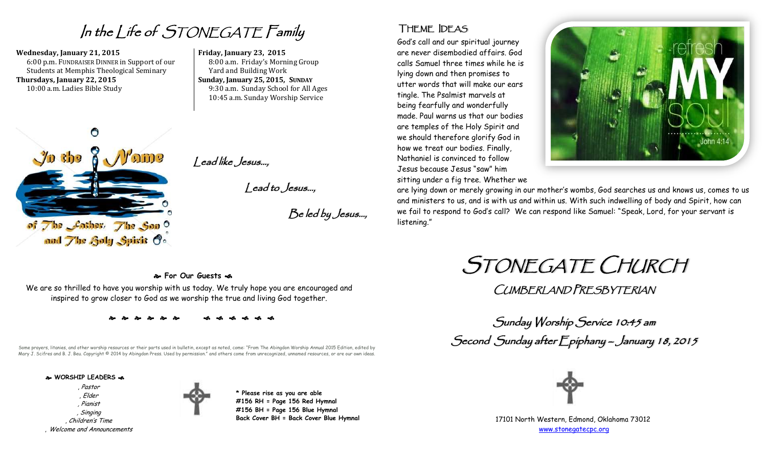# In the Life of STONEGATE Family

**Wednesday, January 21, 2015**
6:00 p.m. FUNDRAISER DINNER in Support of our Students at Memphis Theological Seminary

**Thursdays, January 22, 2015**
10:00 a.m. Ladies Bible Study

**Friday, January 23, 2015**
8:00 a.m. Friday's Morning Group Yard and Building Work

**Sunday, January 25, 2015, SUNDAY**
9:30 a.m. Sunday School for All Ages
10:45 a.m. Sunday Worship Service

Lead like Jesus...,

Lead to Jesus...,

Be led by Jesus...,

**For Our Guests**

We are so thrilled to have you worship with us today. We truly hope you are encouraged and inspired to grow closer to God as we worship the true and living God together.

Some prayers, litanies, and other worship resources or their parts used in bulletin, except as noted, come: "From The Abingdon Worship Annual 2015 Edition, edited by Mary J. Scifres and B. J. Beu. Copyright © 2014 by Abingdon Press. Used by permission." and others come from unrecognized, unnamed resources, or are our own ideas.

**WORSHIP LEADERS**

*, Pastor*
*, Elder*
*, Pianist*
*, Singing*
*, Children's Time*
*, Welcome and Announcements*

**\* Please rise as you are able**
**#156 RH = Page 156 Red Hymnal**
**#156 BH = Page 156 Blue Hymnal**
**Back Cover BH = Back Cover Blue Hymnal**

## THEME IDEAS

God's call and our spiritual journey are never disembodied affairs. God calls Samuel three times while he is lying down and then promises to utter words that will make our ears tingle. The Psalmist marvels at being fearfully and wonderfully made. Paul warns us that our bodies are temples of the Holy Spirit and we should therefore glorify God in how we treat our bodies. Finally, Nathaniel is convinced to follow Jesus because Jesus "saw" him sitting under a fig tree. Whether we are lying down or merely growing in our mother's wombs, God searches us and knows us, comes to us and ministers to us, and is with us and within us. With such indwelling of body and Spirit, how can we fail to respond to God's call? We can respond like Samuel: "Speak, Lord, for your servant is listening."

# STONEGATE CHURCH

## CUMBERLAND PRESBYTERIAN

Sunday Worship Service 10:45 am

Second Sunday after Epiphany – January 18, 2015

17101 North Western, Edmond, Oklahoma 73012
www.stonegatecpc.org